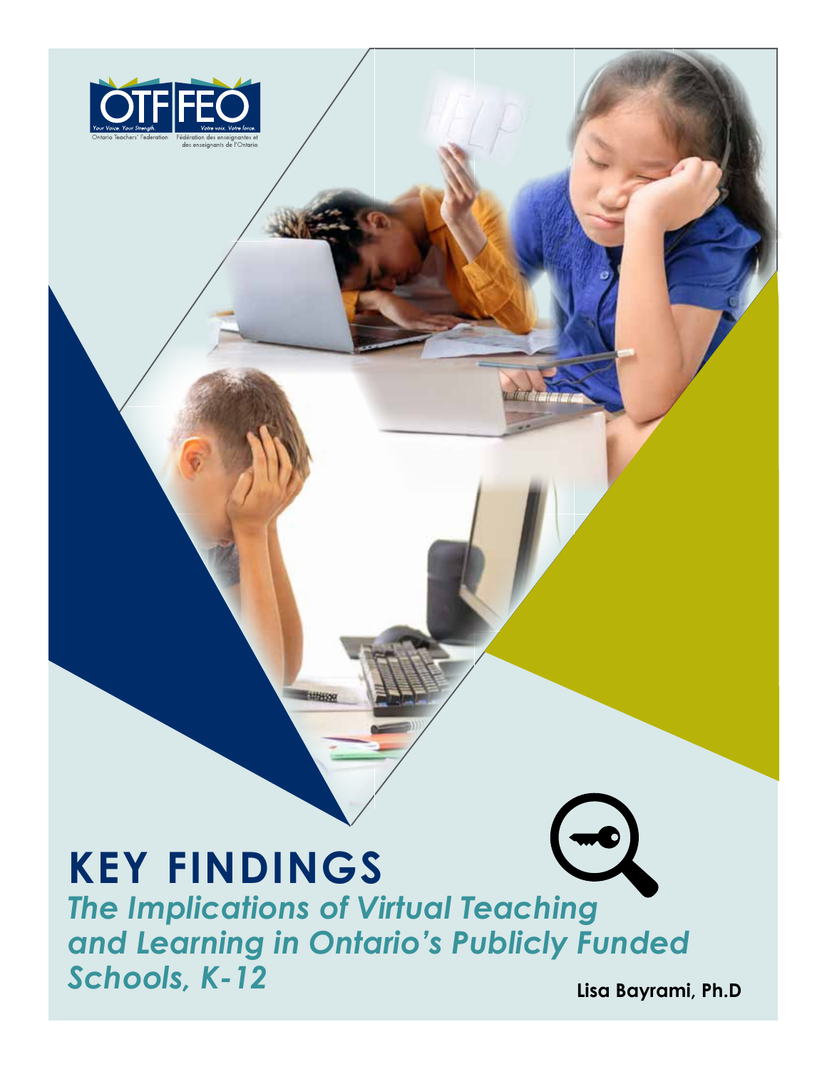OTF FEO

Your Voice. Your Strength. Votre voix. Votre force.

Ontario Teachers' Federation Fédération des enseignantes et des enseignants de l'Ontario

# KEY FINDINGS

## *The Implications of Virtual Teaching and Learning in Ontario's Publicly Funded Schools, K-12*

**Lisa Bayrami, Ph.D**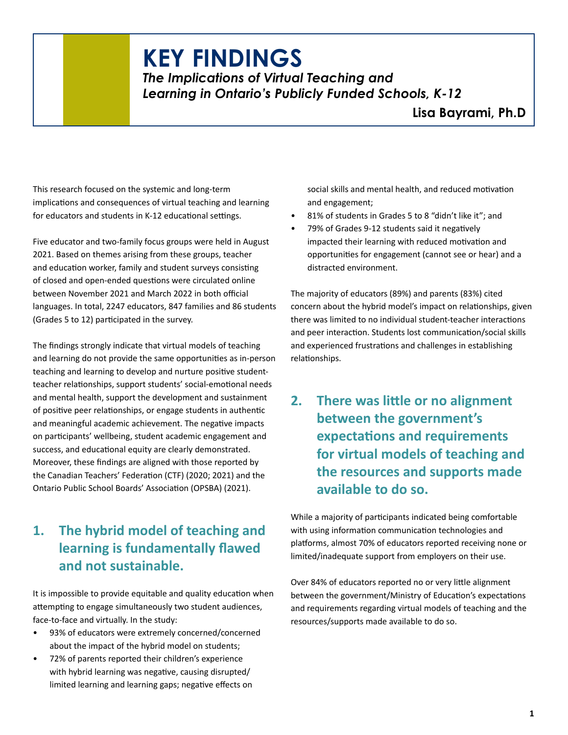# KEY FINDINGS

*The Implications of Virtual Teaching and Learning in Ontario's Publicly Funded Schools, K-12*

**Lisa Bayrami, Ph.D**

This research focused on the systemic and long-term implications and consequences of virtual teaching and learning for educators and students in K-12 educational settings.

Five educator and two-family focus groups were held in August 2021. Based on themes arising from these groups, teacher and education worker, family and student surveys consisting of closed and open-ended questions were circulated online between November 2021 and March 2022 in both official languages. In total, 2247 educators, 847 families and 86 students (Grades 5 to 12) participated in the survey.

The findings strongly indicate that virtual models of teaching and learning do not provide the same opportunities as in-person teaching and learning to develop and nurture positive student-teacher relationships, support students' social-emotional needs and mental health, support the development and sustainment of positive peer relationships, or engage students in authentic and meaningful academic achievement. The negative impacts on participants' wellbeing, student academic engagement and success, and educational equity are clearly demonstrated. Moreover, these findings are aligned with those reported by the Canadian Teachers' Federation (CTF) (2020; 2021) and the Ontario Public School Boards' Association (OPSBA) (2021).

## 1. The hybrid model of teaching and learning is fundamentally flawed and not sustainable.

It is impossible to provide equitable and quality education when attempting to engage simultaneously two student audiences, face-to-face and virtually. In the study:

- 93% of educators were extremely concerned/concerned about the impact of the hybrid model on students;
- 72% of parents reported their children's experience with hybrid learning was negative, causing disrupted/limited learning and learning gaps; negative effects on social skills and mental health, and reduced motivation and engagement;
- 81% of students in Grades 5 to 8 "didn't like it"; and
- 79% of Grades 9-12 students said it negatively impacted their learning with reduced motivation and opportunities for engagement (cannot see or hear) and a distracted environment.

The majority of educators (89%) and parents (83%) cited concern about the hybrid model's impact on relationships, given there was limited to no individual student-teacher interactions and peer interaction. Students lost communication/social skills and experienced frustrations and challenges in establishing relationships.

## 2. There was little or no alignment between the government's expectations and requirements for virtual models of teaching and the resources and supports made available to do so.

While a majority of participants indicated being comfortable with using information communication technologies and platforms, almost 70% of educators reported receiving none or limited/inadequate support from employers on their use.

Over 84% of educators reported no or very little alignment between the government/Ministry of Education's expectations and requirements regarding virtual models of teaching and the resources/supports made available to do so.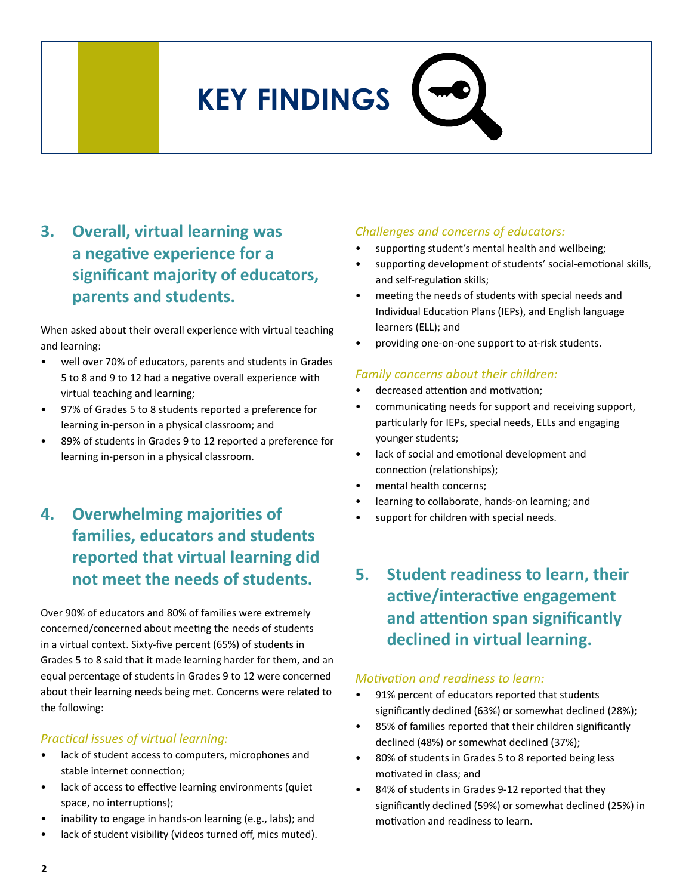# KEY FINDINGS

## 3. Overall, virtual learning was a negative experience for a significant majority of educators, parents and students.

When asked about their overall experience with virtual teaching and learning:

- well over 70% of educators, parents and students in Grades 5 to 8 and 9 to 12 had a negative overall experience with virtual teaching and learning;
- 97% of Grades 5 to 8 students reported a preference for learning in-person in a physical classroom; and
- 89% of students in Grades 9 to 12 reported a preference for learning in-person in a physical classroom.

## 4. Overwhelming majorities of families, educators and students reported that virtual learning did not meet the needs of students.

Over 90% of educators and 80% of families were extremely concerned/concerned about meeting the needs of students in a virtual context. Sixty-five percent (65%) of students in Grades 5 to 8 said that it made learning harder for them, and an equal percentage of students in Grades 9 to 12 were concerned about their learning needs being met. Concerns were related to the following:

*Practical issues of virtual learning:*

- lack of student access to computers, microphones and stable internet connection;
- lack of access to effective learning environments (quiet space, no interruptions);
- inability to engage in hands-on learning (e.g., labs); and
- lack of student visibility (videos turned off, mics muted).

*Challenges and concerns of educators:*

- supporting student's mental health and wellbeing;
- supporting development of students' social-emotional skills, and self-regulation skills;
- meeting the needs of students with special needs and Individual Education Plans (IEPs), and English language learners (ELL); and
- providing one-on-one support to at-risk students.

*Family concerns about their children:*

- decreased attention and motivation;
- communicating needs for support and receiving support, particularly for IEPs, special needs, ELLs and engaging younger students;
- lack of social and emotional development and connection (relationships);
- mental health concerns;
- learning to collaborate, hands-on learning; and
- support for children with special needs.

## 5. Student readiness to learn, their active/interactive engagement and attention span significantly declined in virtual learning.

*Motivation and readiness to learn:*

- 91% percent of educators reported that students significantly declined (63%) or somewhat declined (28%);
- 85% of families reported that their children significantly declined (48%) or somewhat declined (37%);
- 80% of students in Grades 5 to 8 reported being less motivated in class; and
- 84% of students in Grades 9-12 reported that they significantly declined (59%) or somewhat declined (25%) in motivation and readiness to learn.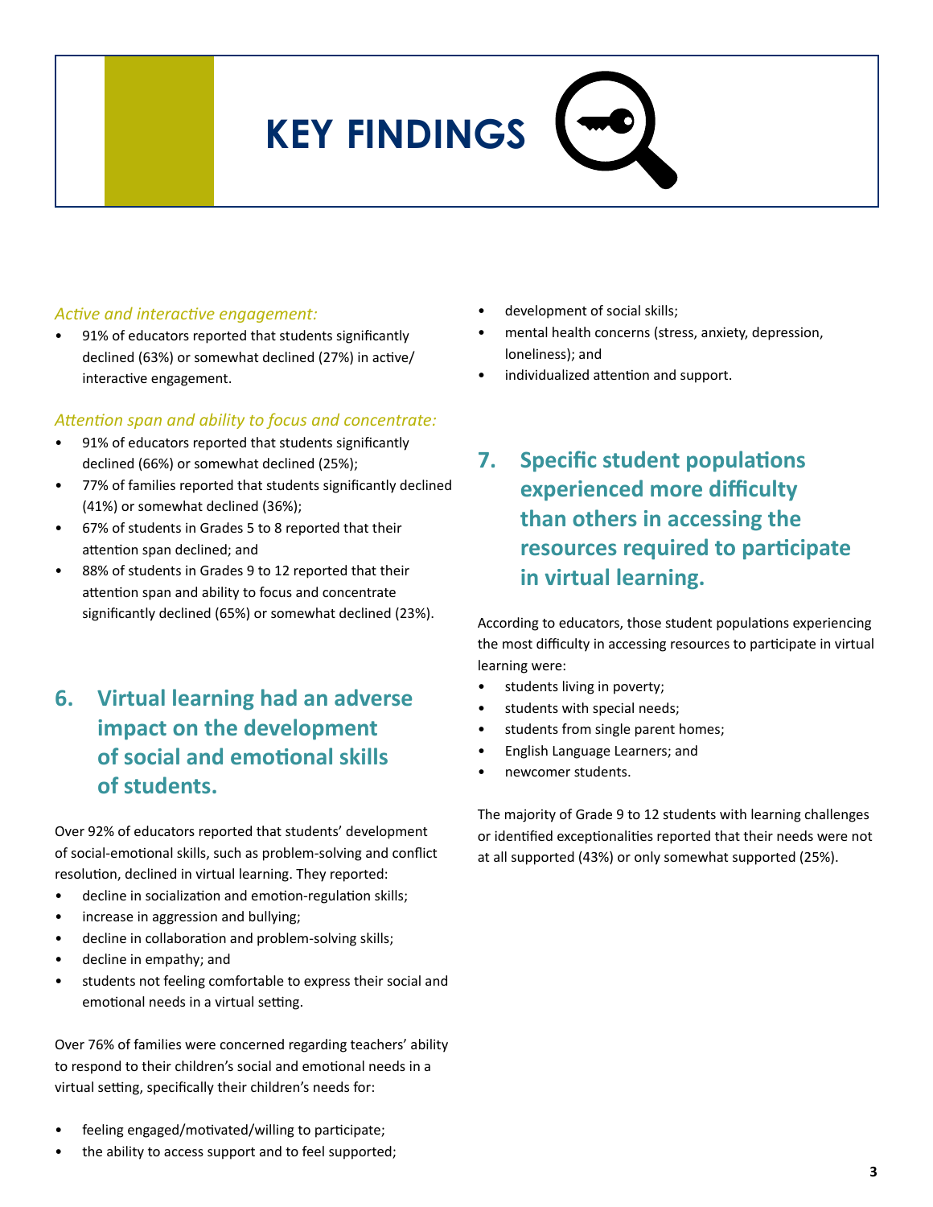# KEY FINDINGS

*Active and interactive engagement:*

- 91% of educators reported that students significantly declined (63%) or somewhat declined (27%) in active/interactive engagement.

*Attention span and ability to focus and concentrate:*

- 91% of educators reported that students significantly declined (66%) or somewhat declined (25%);
- 77% of families reported that students significantly declined (41%) or somewhat declined (36%);
- 67% of students in Grades 5 to 8 reported that their attention span declined; and
- 88% of students in Grades 9 to 12 reported that their attention span and ability to focus and concentrate significantly declined (65%) or somewhat declined (23%).

## 6. Virtual learning had an adverse impact on the development of social and emotional skills of students.

Over 92% of educators reported that students' development of social-emotional skills, such as problem-solving and conflict resolution, declined in virtual learning. They reported:

- decline in socialization and emotion-regulation skills;
- increase in aggression and bullying;
- decline in collaboration and problem-solving skills;
- decline in empathy; and
- students not feeling comfortable to express their social and emotional needs in a virtual setting.

Over 76% of families were concerned regarding teachers' ability to respond to their children's social and emotional needs in a virtual setting, specifically their children's needs for:

- feeling engaged/motivated/willing to participate;
- the ability to access support and to feel supported;
- development of social skills;
- mental health concerns (stress, anxiety, depression, loneliness); and
- individualized attention and support.

## 7. Specific student populations experienced more difficulty than others in accessing the resources required to participate in virtual learning.

According to educators, those student populations experiencing the most difficulty in accessing resources to participate in virtual learning were:

- students living in poverty;
- students with special needs;
- students from single parent homes;
- English Language Learners; and
- newcomer students.

The majority of Grade 9 to 12 students with learning challenges or identified exceptionalities reported that their needs were not at all supported (43%) or only somewhat supported (25%).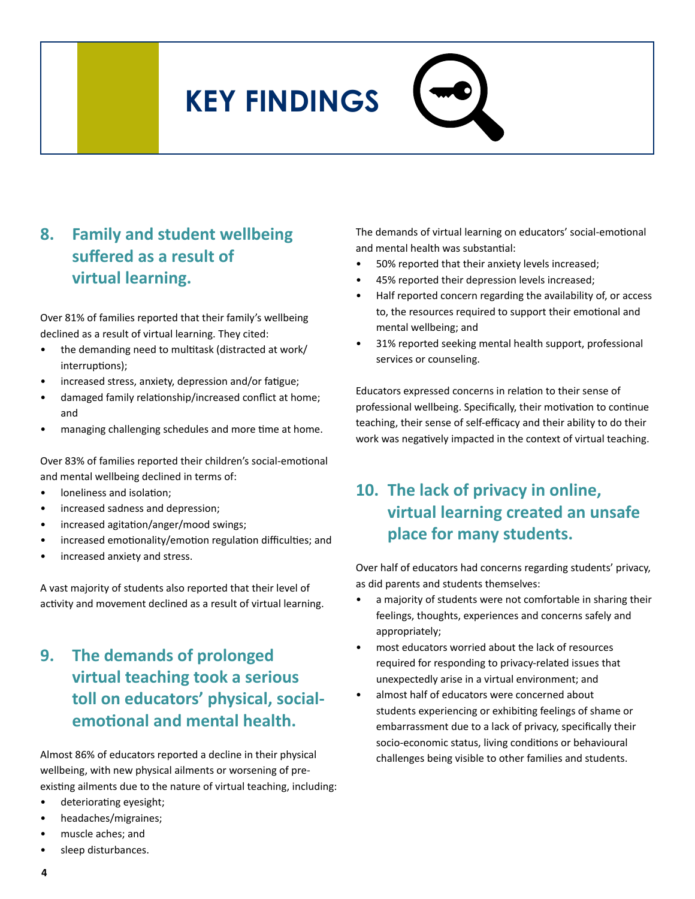# KEY FINDINGS

## 8. Family and student wellbeing suffered as a result of virtual learning.

Over 81% of families reported that their family's wellbeing declined as a result of virtual learning. They cited:

- the demanding need to multitask (distracted at work/ interruptions);
- increased stress, anxiety, depression and/or fatigue;
- damaged family relationship/increased conflict at home; and
- managing challenging schedules and more time at home.

Over 83% of families reported their children's social-emotional and mental wellbeing declined in terms of:

- loneliness and isolation;
- increased sadness and depression;
- increased agitation/anger/mood swings;
- increased emotionality/emotion regulation difficulties; and
- increased anxiety and stress.

A vast majority of students also reported that their level of activity and movement declined as a result of virtual learning.

## 9. The demands of prolonged virtual teaching took a serious toll on educators' physical, social-emotional and mental health.

Almost 86% of educators reported a decline in their physical wellbeing, with new physical ailments or worsening of pre-existing ailments due to the nature of virtual teaching, including:

- deteriorating eyesight;
- headaches/migraines;
- muscle aches; and
- sleep disturbances.

The demands of virtual learning on educators' social-emotional and mental health was substantial:

- 50% reported that their anxiety levels increased;
- 45% reported their depression levels increased;
- Half reported concern regarding the availability of, or access to, the resources required to support their emotional and mental wellbeing; and
- 31% reported seeking mental health support, professional services or counseling.

Educators expressed concerns in relation to their sense of professional wellbeing. Specifically, their motivation to continue teaching, their sense of self-efficacy and their ability to do their work was negatively impacted in the context of virtual teaching.

## 10. The lack of privacy in online, virtual learning created an unsafe place for many students.

Over half of educators had concerns regarding students' privacy, as did parents and students themselves:

- a majority of students were not comfortable in sharing their feelings, thoughts, experiences and concerns safely and appropriately;
- most educators worried about the lack of resources required for responding to privacy-related issues that unexpectedly arise in a virtual environment; and
- almost half of educators were concerned about students experiencing or exhibiting feelings of shame or embarrassment due to a lack of privacy, specifically their socio-economic status, living conditions or behavioural challenges being visible to other families and students.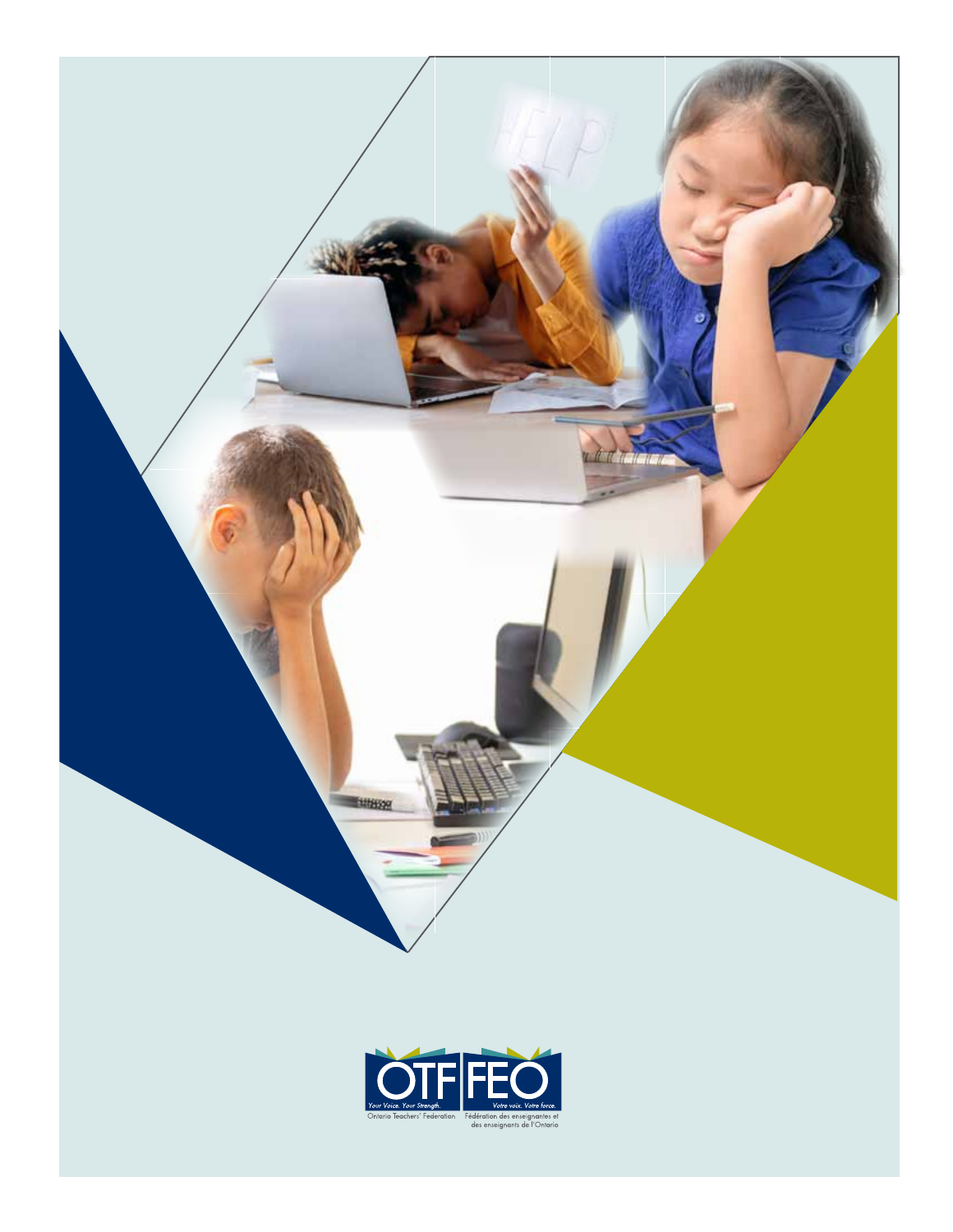OTF FEO

Your Voice. Your Strength.

Votre voix. Votre force.

Ontario Teachers' Federation

Fédération des enseignantes et des enseignants de l'Ontario